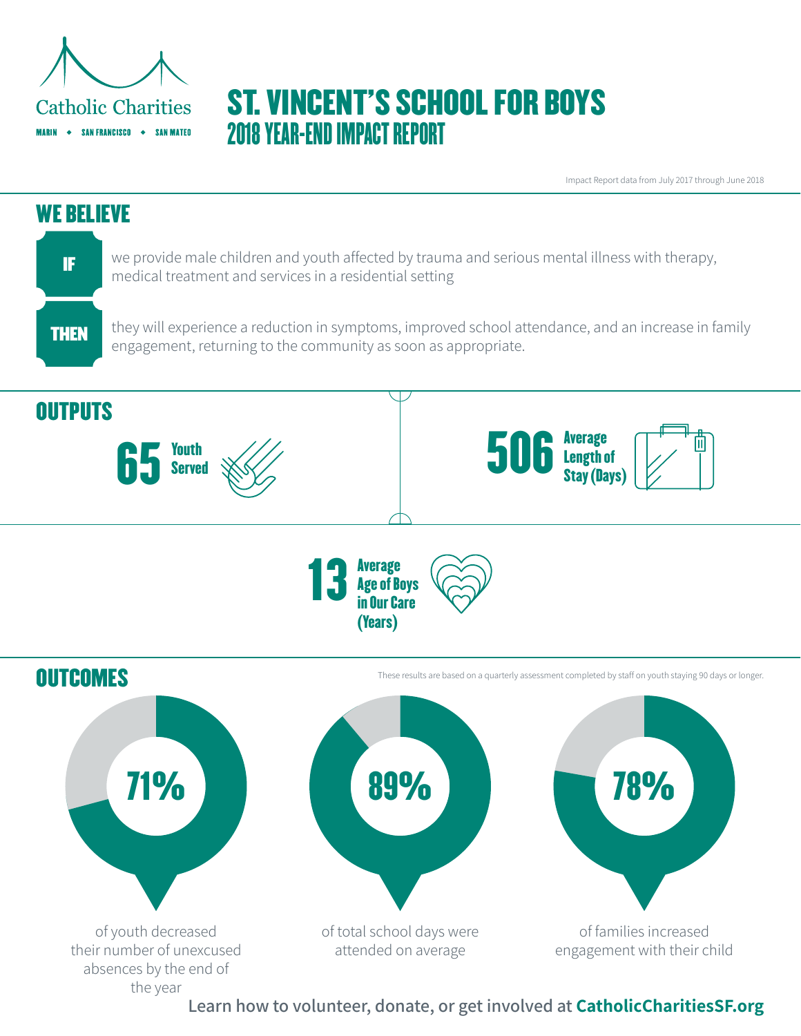Catholic Charities

MARIN ◆ SAN FRANCISCO ◆ SAN MATEO

# ST. VINCENT'S SCHOOL FOR BOYS

## 2018 YEAR-END IMPACT REPORT

Impact Report data from July 2017 through June 2018

## WE BELIEVE

**IF** we provide male children and youth affected by trauma and serious mental illness with therapy, medical treatment and services in a residential setting

**THEN** they will experience a reduction in symptoms, improved school attendance, and an increase in family engagement, returning to the community as soon as appropriate.

## OUTPUTS

**65** Youth Served

**506** Average Length of Stay (Days)

**13** Average Age of Boys in Our Care (Years)

## OUTCOMES

These results are based on a quarterly assessment completed by staff on youth staying 90 days or longer.

**71%** of youth decreased their number of unexcused absences by the end of the year

**89%** of total school days were attended on average

**78%** of families increased engagement with their child

Learn how to volunteer, donate, or get involved at **CatholicCharitiesSF.org**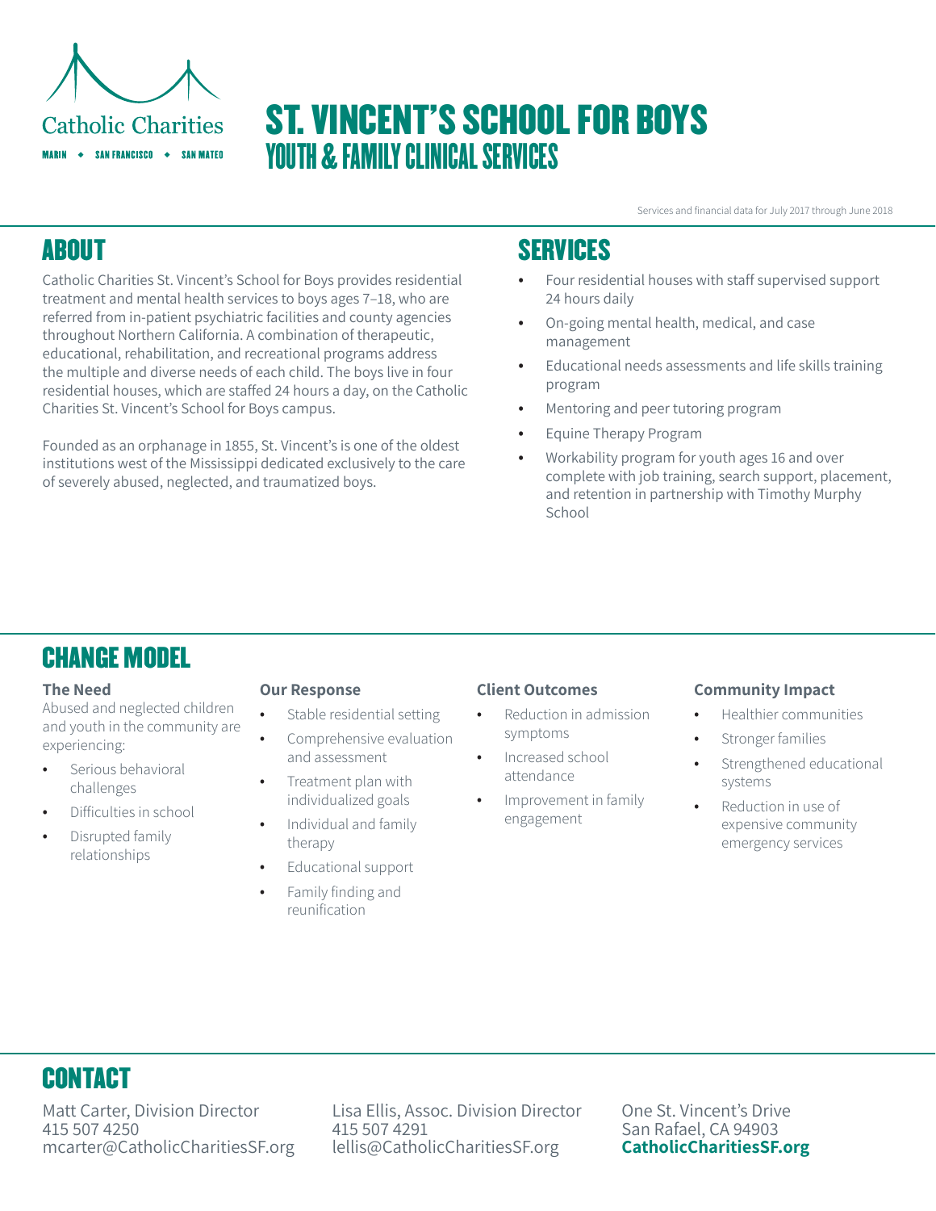Catholic Charities

MARIN ◆ SAN FRANCISCO ◆ SAN MATEO

# ST. VINCENT'S SCHOOL FOR BOYS
## YOUTH & FAMILY CLINICAL SERVICES

Services and financial data for July 2017 through June 2018

## ABOUT

Catholic Charities St. Vincent's School for Boys provides residential treatment and mental health services to boys ages 7–18, who are referred from in-patient psychiatric facilities and county agencies throughout Northern California. A combination of therapeutic, educational, rehabilitation, and recreational programs address the multiple and diverse needs of each child. The boys live in four residential houses, which are staffed 24 hours a day, on the Catholic Charities St. Vincent's School for Boys campus.

Founded as an orphanage in 1855, St. Vincent's is one of the oldest institutions west of the Mississippi dedicated exclusively to the care of severely abused, neglected, and traumatized boys.

## SERVICES

- Four residential houses with staff supervised support 24 hours daily
- On-going mental health, medical, and case management
- Educational needs assessments and life skills training program
- Mentoring and peer tutoring program
- Equine Therapy Program
- Workability program for youth ages 16 and over complete with job training, search support, placement, and retention in partnership with Timothy Murphy School

## CHANGE MODEL

**The Need**

Abused and neglected children and youth in the community are experiencing:

- Serious behavioral challenges
- Difficulties in school
- Disrupted family relationships

**Our Response**

- Stable residential setting
- Comprehensive evaluation and assessment
- Treatment plan with individualized goals
- Individual and family therapy
- Educational support
- Family finding and reunification

**Client Outcomes**

- Reduction in admission symptoms
- Increased school attendance
- Improvement in family engagement

**Community Impact**

- Healthier communities
- Stronger families
- Strengthened educational systems
- Reduction in use of expensive community emergency services

## CONTACT

Matt Carter, Division Director
415 507 4250
mcarter@CatholicCharitiesSF.org

Lisa Ellis, Assoc. Division Director
415 507 4291
lellis@CatholicCharitiesSF.org

One St. Vincent's Drive
San Rafael, CA 94903
**CatholicCharitiesSF.org**